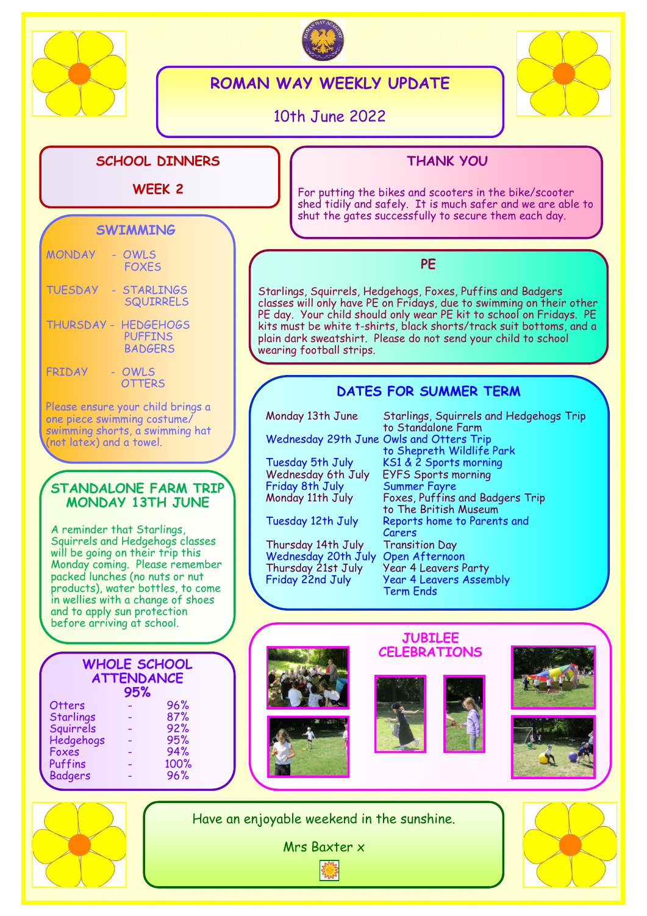# ROMAN WAY WEEKLY UPDATE

10th June 2022

## SCHOOL DINNERS

**WEEK 2**

## SWIMMING

MONDAY - OWLS, FOXES

TUESDAY - STARLINGS, SQUIRRELS

THURSDAY - HEDGEHOGS, PUFFINS, BADGERS

FRIDAY - OWLS, OTTERS

Please ensure your child brings a one piece swimming costume/ swimming shorts, a swimming hat (not latex) and a towel.

## STANDALONE FARM TRIP MONDAY 13TH JUNE

A reminder that Starlings, Squirrels and Hedgehogs classes will be going on their trip this Monday coming. Please remember packed lunches (no nuts or nut products), water bottles, to come in wellies with a change of shoes and to apply sun protection before arriving at school.

## WHOLE SCHOOL ATTENDANCE 95%

| Class | | Attendance |
|---|---|---|
| Otters | - | 96% |
| Starlings | - | 87% |
| Squirrels | - | 92% |
| Hedgehogs | - | 95% |
| Foxes | - | 94% |
| Puffins | - | 100% |
| Badgers | - | 96% |

## THANK YOU

For putting the bikes and scooters in the bike/scooter shed tidily and safely. It is much safer and we are able to shut the gates successfully to secure them each day.

## PE

Starlings, Squirrels, Hedgehogs, Foxes, Puffins and Badgers classes will only have PE on Fridays, due to swimming on their other PE day. Your child should only wear PE kit to school on Fridays. PE kits must be white t-shirts, black shorts/track suit bottoms, and a plain dark sweatshirt. Please do not send your child to school wearing football strips.

## DATES FOR SUMMER TERM

| Date | Event |
|---|---|
| Monday 13th June | Starlings, Squirrels and Hedgehogs Trip to Standalone Farm |
| Wednesday 29th June | Owls and Otters Trip to Shepreth Wildlife Park |
| Tuesday 5th July | KS1 & 2 Sports morning |
| Wednesday 6th July | EYFS Sports morning |
| Friday 8th July | Summer Fayre |
| Monday 11th July | Foxes, Puffins and Badgers Trip to The British Museum |
| Tuesday 12th July | Reports home to Parents and Carers |
| Thursday 14th July | Transition Day |
| Wednesday 20th July | Open Afternoon |
| Thursday 21st July | Year 4 Leavers Party |
| Friday 22nd July | Year 4 Leavers Assembly<br>Term Ends |

## JUBILEE CELEBRATIONS

Have an enjoyable weekend in the sunshine.

Mrs Baxter x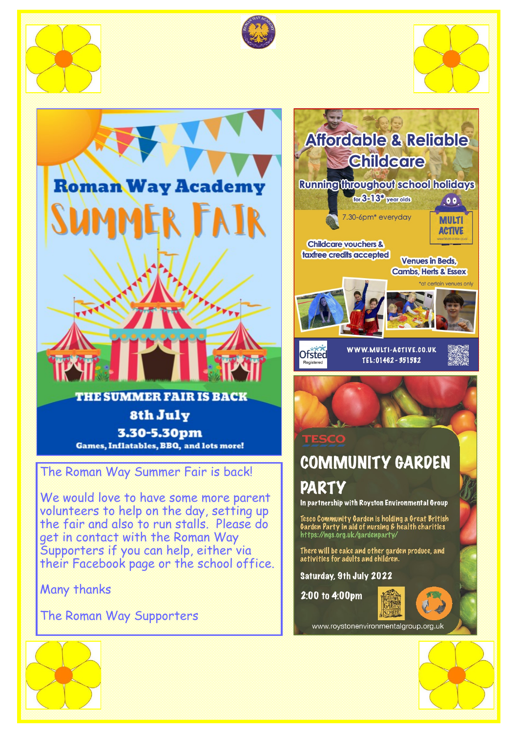# Roman Way Academy SUMMER FAIR

THE SUMMER FAIR IS BACK

**8th July**

**3.30-5.30pm**

Games, Inflatables, BBQ, and lots more!

The Roman Way Summer Fair is back!

We would love to have some more parent volunteers to help on the day, setting up the fair and also to run stalls. Please do get in contact with the Roman Way Supporters if you can help, either via their Facebook page or the school office.

Many thanks

The Roman Way Supporters

# Affordable & Reliable Childcare

Running throughout school holidays

for 3-13* year olds

7.30-6pm* everyday

MULTI ACTIVE

Childcare vouchers & taxfree credits accepted

Venues in Beds, Cambs, Herts & Essex

*at certain venues only

Ofsted Registered

WWW.MULTI-ACTIVE.CO.UK

TEL:01462 - 351582

TESCO

# COMMUNITY GARDEN PARTY

In partnership with Royston Environmental Group

Tesco Community Garden is holding a Great British Garden Party in aid of nursing & health charities https://ngs.org.uk/gardenparty/

There will be cake and other garden produce, and activities for adults and children.

**Saturday, 9th July 2022**

**2:00 to 4:00pm**

www.roystonenvironmentalgroup.org.uk